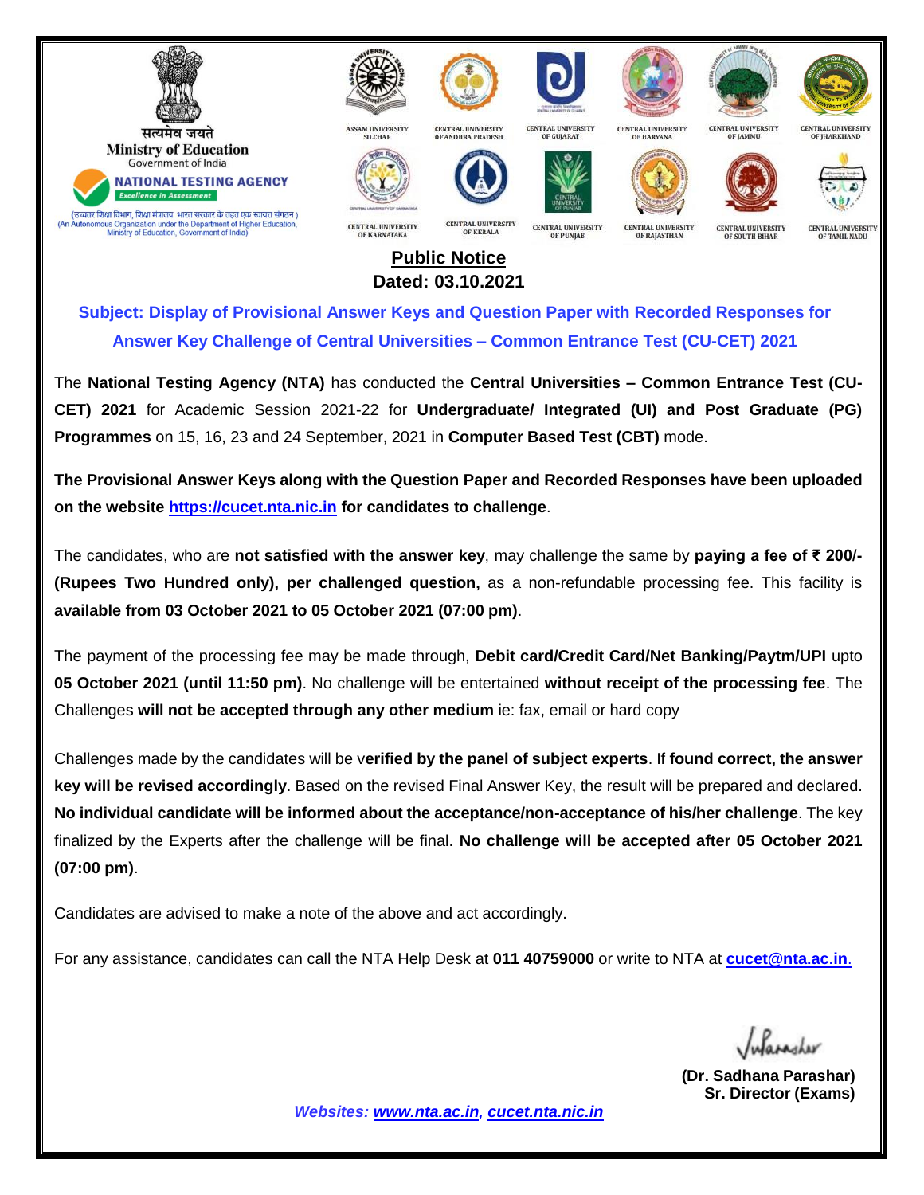सत्यमेव जयते

Ministry of Education

Government of India

NATIONAL TESTING AGENCY

Excellence in Assessment

(उच्चतर शिक्षा विभाग, शिक्षा मंत्रालय, भारत सरकार के तहत एक स्वायत्त संगठन)

(An Autonomous Organization under the Department of Higher Education, Ministry of Education, Government of India)

ASSAM UNIVERSITY SILCHAR | CENTRAL UNIVERSITY OF ANDHRA PRADESH | CENTRAL UNIVERSITY OF GUJARAT | CENTRAL UNIVERSITY OF HARYANA | CENTRAL UNIVERSITY OF JAMMU | CENTRAL UNIVERSITY OF JHARKHAND | CENTRAL UNIVERSITY OF KARNATAKA | CENTRAL UNIVERSITY OF KERALA | CENTRAL UNIVERSITY OF PUNJAB | CENTRAL UNIVERSITY OF RAJASTHAN | CENTRAL UNIVERSITY OF SOUTH BIHAR | CENTRAL UNIVERSITY OF TAMIL NADU

# Public Notice

**Dated: 03.10.2021**

**Subject: Display of Provisional Answer Keys and Question Paper with Recorded Responses for Answer Key Challenge of Central Universities – Common Entrance Test (CU-CET) 2021**

The **National Testing Agency (NTA)** has conducted the **Central Universities – Common Entrance Test (CU-CET) 2021** for Academic Session 2021-22 for **Undergraduate/ Integrated (UI) and Post Graduate (PG) Programmes** on 15, 16, 23 and 24 September, 2021 in **Computer Based Test (CBT)** mode.

**The Provisional Answer Keys along with the Question Paper and Recorded Responses have been uploaded on the website https://cucet.nta.nic.in for candidates to challenge**.

The candidates, who are **not satisfied with the answer key**, may challenge the same by **paying a fee of ₹ 200/- (Rupees Two Hundred only), per challenged question,** as a non-refundable processing fee. This facility is **available from 03 October 2021 to 05 October 2021 (07:00 pm)**.

The payment of the processing fee may be made through, **Debit card/Credit Card/Net Banking/Paytm/UPI** upto **05 October 2021 (until 11:50 pm)**. No challenge will be entertained **without receipt of the processing fee**. The Challenges **will not be accepted through any other medium** ie: fax, email or hard copy

Challenges made by the candidates will be v**erified by the panel of subject experts**. If **found correct, the answer key will be revised accordingly**. Based on the revised Final Answer Key, the result will be prepared and declared. **No individual candidate will be informed about the acceptance/non-acceptance of his/her challenge**. The key finalized by the Experts after the challenge will be final. **No challenge will be accepted after 05 October 2021 (07:00 pm)**.

Candidates are advised to make a note of the above and act accordingly.

For any assistance, candidates can call the NTA Help Desk at **011 40759000** or write to NTA at **cucet@nta.ac.in**.

**(Dr. Sadhana Parashar)**
**Sr. Director (Exams)**

*Websites: www.nta.ac.in, cucet.nta.nic.in*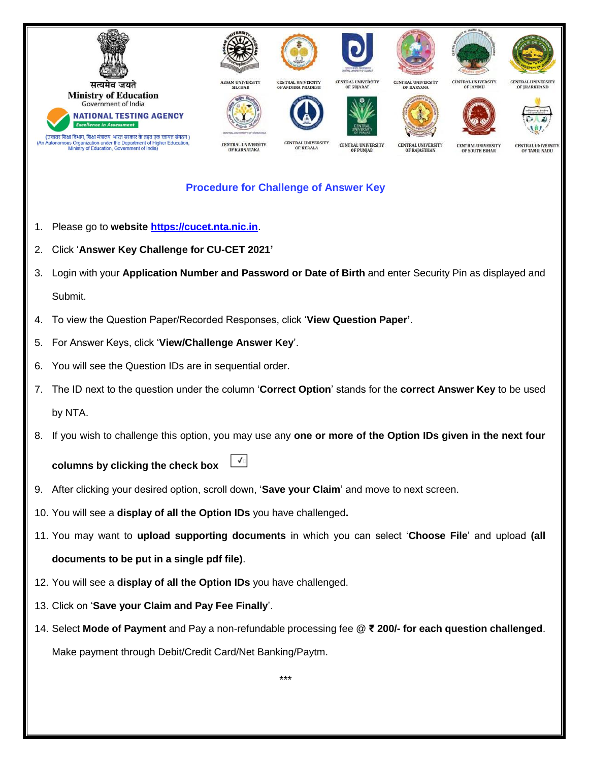सत्यमेव जयते
Ministry of Education
Government of India
NATIONAL TESTING AGENCY
Excellence in Assessment
(उच्चतर शिक्षा विभाग, शिक्षा मंत्रालय, भारत सरकार के तहत एक स्वायत्त संगठन)
(An Autonomous Organization under the Department of Higher Education, Ministry of Education, Government of India)

ASSAM UNIVERSITY SILCHAR | CENTRAL UNIVERSITY OF ANDHRA PRADESH | CENTRAL UNIVERSITY OF GUJARAT | CENTRAL UNIVERSITY OF HARYANA | CENTRAL UNIVERSITY OF JAMMU | CENTRAL UNIVERSITY OF JHARKHAND | CENTRAL UNIVERSITY OF KARNATAKA | CENTRAL UNIVERSITY OF KERALA | CENTRAL UNIVERSITY OF PUNJAB | CENTRAL UNIVERSITY OF RAJASTHAN | CENTRAL UNIVERSITY OF SOUTH BIHAR | CENTRAL UNIVERSITY OF TAMIL NADU

## Procedure for Challenge of Answer Key

1. Please go to **website https://cucet.nta.nic.in**.
2. Click '**Answer Key Challenge for CU-CET 2021'**
3. Login with your **Application Number and Password or Date of Birth** and enter Security Pin as displayed and Submit.
4. To view the Question Paper/Recorded Responses, click '**View Question Paper'**.
5. For Answer Keys, click '**View/Challenge Answer Key**'.
6. You will see the Question IDs are in sequential order.
7. The ID next to the question under the column '**Correct Option**' stands for the **correct Answer Key** to be used by NTA.
8. If you wish to challenge this option, you may use any **one or more of the Option IDs given in the next four columns by clicking the check box** ☑
9. After clicking your desired option, scroll down, '**Save your Claim**' and move to next screen.
10. You will see a **display of all the Option IDs** you have challenged**.**
11. You may want to **upload supporting documents** in which you can select '**Choose File**' and upload **(all documents to be put in a single pdf file)**.
12. You will see a **display of all the Option IDs** you have challenged.
13. Click on '**Save your Claim and Pay Fee Finally**'.
14. Select **Mode of Payment** and Pay a non-refundable processing fee @ **₹ 200/- for each question challenged**. Make payment through Debit/Credit Card/Net Banking/Paytm.

***